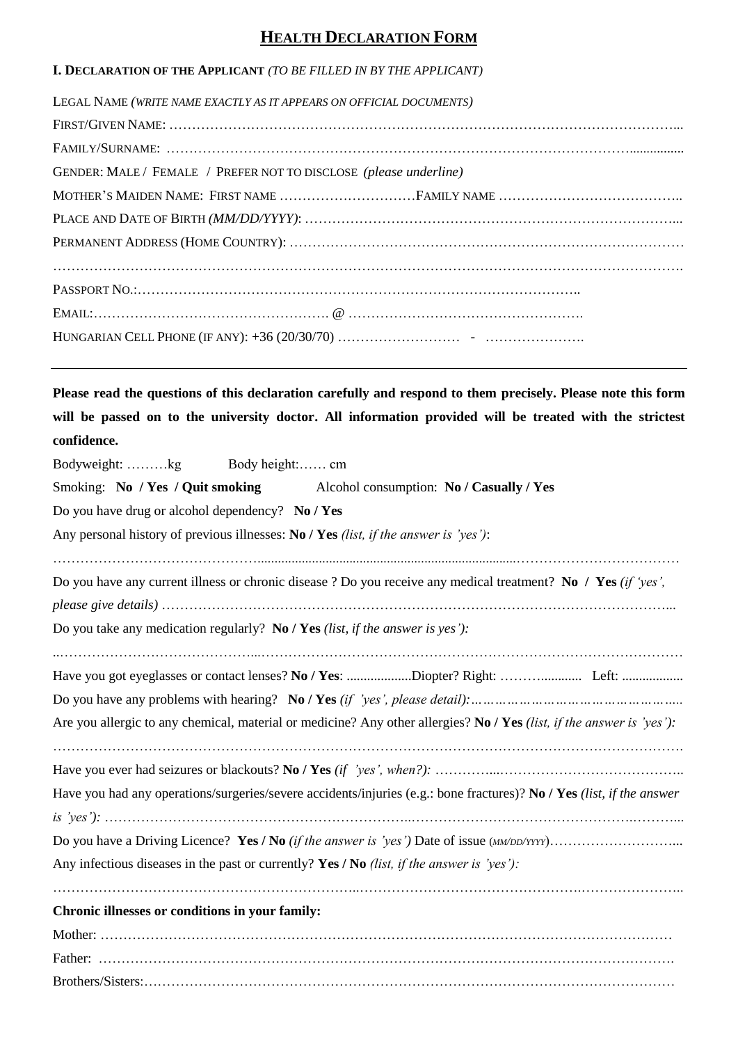# HEALTH DECLARATION FORM

**I. DECLARATION OF THE APPLICANT** *(TO BE FILLED IN BY THE APPLICANT)*

LEGAL NAME *(WRITE NAME EXACTLY AS IT APPEARS ON OFFICIAL DOCUMENTS)*

FIRST/GIVEN NAME: ……………………………………………………………………………………………...

FAMILY/SURNAME: ……………………………………………………………………………………................

GENDER: MALE / FEMALE / PREFER NOT TO DISCLOSE *(please underline)*

MOTHER'S MAIDEN NAME: FIRST NAME …………………………FAMILY NAME …………………………………..

PLACE AND DATE OF BIRTH *(MM/DD/YYYY)*: ……………………………………………………………………...

PERMANENT ADDRESS (HOME COUNTRY): …………………………………………………………………………

……………………………………………………………………………………………………………………….

PASSPORT NO.:……………………………………………………………………………………..

EMAIL:……………………………………………. @ …………………………………………….

HUNGARIAN CELL PHONE (IF ANY): +36 (20/30/70) ……………………… - ………………….

---

**Please read the questions of this declaration carefully and respond to them precisely. Please note this form will be passed on to the university doctor. All information provided will be treated with the strictest confidence.**

Bodyweight: ………kg Body height:…… cm

Smoking: **No / Yes / Quit smoking** Alcohol consumption: **No / Casually / Yes**

Do you have drug or alcohol dependency? **No / Yes**

Any personal history of previous illnesses: **No / Yes** *(list, if the answer is 'yes')*:

…………………………………….............................................................................………………………………

Do you have any current illness or chronic disease ? Do you receive any medical treatment? **No / Yes** *(if 'yes', please give details)* ……………………………………………………………………………………………...

Do you take any medication regularly? **No / Yes** *(list, if the answer is yes'):*

..……………………………………...………………………………………………………………………………

Have you got eyeglasses or contact lenses? **No / Yes**: ...................Diopter? Right: ……….......... Left: ..................

Do you have any problems with hearing? **No / Yes** *(if 'yes', please detail):…………………………………………..*

Are you allergic to any chemical, material or medicine? Any other allergies? **No / Yes** *(list, if the answer is 'yes'):*

……………………………………………………………………………………………………………………….

Have you ever had seizures or blackouts? **No / Yes** *(if 'yes', when?):* …………...…………………………………..

Have you had any operations/surgeries/severe accidents/injuries (e.g.: bone fractures)? **No / Yes** *(list, if the answer is 'yes'):* …………………………………………………………..…………………………………………….………...

Do you have a Driving Licence? **Yes / No** *(if the answer is 'yes')* Date of issue (*MM/DD/YYYY*)………………………...

Any infectious diseases in the past or currently? **Yes / No** *(list, if the answer is 'yes'):*

…………………………………………………………..…………………………………………….…………………..

**Chronic illnesses or conditions in your family:**

Mother: …………………………………………………………………………………………………………………

Father: ………………………………………………………………………………………………………………….

Brothers/Sisters:…………………………………………………………………………………………………………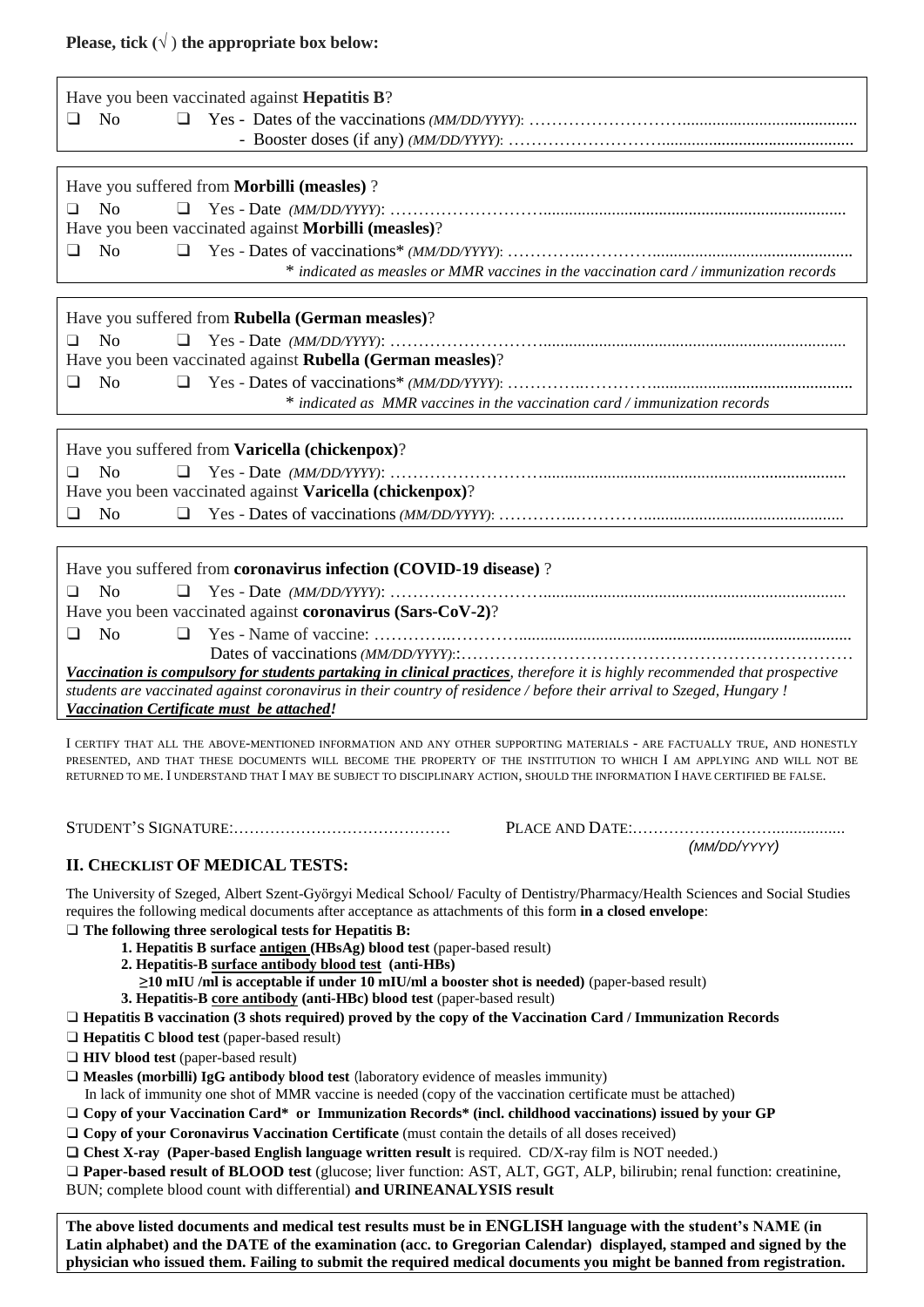**Please, tick (√) the appropriate box below:**

Have you been vaccinated against **Hepatitis B**?

❑ No ❑ Yes - Dates of the vaccinations *(MM/DD/YYYY)*: ……………………………………………………

- Booster doses (if any) *(MM/DD/YYYY)*: ……………………………………………………

---

Have you suffered from **Morbilli (measles)** ?

❑ No ❑ Yes - Date *(MM/DD/YYYY)*: ……………………………………………………

Have you been vaccinated against **Morbilli (measles)**?

❑ No ❑ Yes - Dates of vaccinations* *(MM/DD/YYYY)*: ……………………………………………………

*\* indicated as measles or MMR vaccines in the vaccination card / immunization records*

---

Have you suffered from **Rubella (German measles)**?

❑ No ❑ Yes - Date *(MM/DD/YYYY)*: ……………………………………………………

Have you been vaccinated against **Rubella (German measles)**?

❑ No ❑ Yes - Dates of vaccinations* *(MM/DD/YYYY)*: ……………………………………………………

*\* indicated as MMR vaccines in the vaccination card / immunization records*

---

Have you suffered from **Varicella (chickenpox)**?

❑ No ❑ Yes - Date *(MM/DD/YYYY)*: ……………………………………………………

Have you been vaccinated against **Varicella (chickenpox)**?

❑ No ❑ Yes - Dates of vaccinations *(MM/DD/YYYY)*: ……………………………………………………

---

Have you suffered from **coronavirus infection (COVID-19 disease)** ?

❑ No ❑ Yes - Date *(MM/DD/YYYY)*: ……………………………………………………

Have you been vaccinated against **coronavirus (Sars-CoV-2)**?

❑ No ❑ Yes - Name of vaccine: ……………………………………………………

Dates of vaccinations *(MM/DD/YYYY)*: ……………………………………………………

***Vaccination is compulsory for students partaking in clinical practices****, therefore it is highly recommended that prospective students are vaccinated against coronavirus in their country of residence / before their arrival to Szeged, Hungary !*
***Vaccination Certificate must be attached!***

---

I CERTIFY THAT ALL THE ABOVE-MENTIONED INFORMATION AND ANY OTHER SUPPORTING MATERIALS - ARE FACTUALLY TRUE, AND HONESTLY PRESENTED, AND THAT THESE DOCUMENTS WILL BECOME THE PROPERTY OF THE INSTITUTION TO WHICH I AM APPLYING AND WILL NOT BE RETURNED TO ME. I UNDERSTAND THAT I MAY BE SUBJECT TO DISCIPLINARY ACTION, SHOULD THE INFORMATION I HAVE CERTIFIED BE FALSE.

STUDENT'S SIGNATURE:…………………………………… PLACE AND DATE:……………………………………
*(MM/DD/YYYY)*

## II. CHECKLIST OF MEDICAL TESTS:

The University of Szeged, Albert Szent-Györgyi Medical School/ Faculty of Dentistry/Pharmacy/Health Sciences and Social Studies requires the following medical documents after acceptance as attachments of this form **in a closed envelope**:

❑ **The following three serological tests for Hepatitis B:**
  1. **Hepatitis B surface antigen (HBsAg) blood test** (paper-based result)
  2. **Hepatitis-B surface antibody blood test (anti-HBs)**
     **≥10 mIU /ml is acceptable if under 10 mIU/ml a booster shot is needed)** (paper-based result)
  3. **Hepatitis-B core antibody (anti-HBc) blood test** (paper-based result)

❑ **Hepatitis B vaccination (3 shots required) proved by the copy of the Vaccination Card / Immunization Records**

❑ **Hepatitis C blood test** (paper-based result)

❑ **HIV blood test** (paper-based result)

❑ **Measles (morbilli) IgG antibody blood test** (laboratory evidence of measles immunity)
In lack of immunity one shot of MMR vaccine is needed (copy of the vaccination certificate must be attached)

❑ **Copy of your Vaccination Card\* or Immunization Records\* (incl. childhood vaccinations) issued by your GP**

❑ **Copy of your Coronavirus Vaccination Certificate** (must contain the details of all doses received)

❑ **Chest X-ray (Paper-based English language written result** is required. CD/X-ray film is NOT needed.)

❑ **Paper-based result of BLOOD test** (glucose; liver function: AST, ALT, GGT, ALP, bilirubin; renal function: creatinine, BUN; complete blood count with differential) **and URINEANALYSIS result**

**The above listed documents and medical test results must be in ENGLISH language with the student's NAME (in Latin alphabet) and the DATE of the examination (acc. to Gregorian Calendar) displayed, stamped and signed by the physician who issued them. Failing to submit the required medical documents you might be banned from registration.**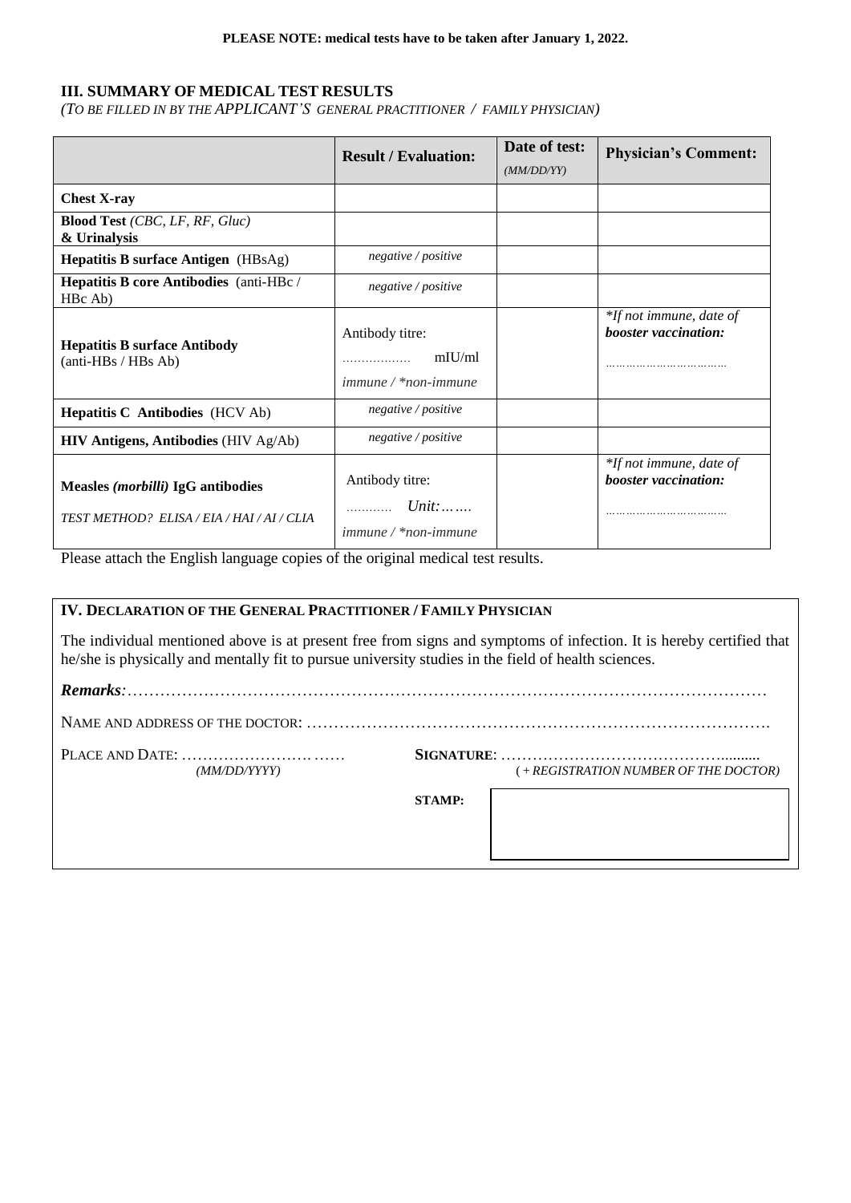**PLEASE NOTE: medical tests have to be taken after January 1, 2022.**

## III. SUMMARY OF MEDICAL TEST RESULTS

*(TO BE FILLED IN BY THE APPLICANT'S GENERAL PRACTITIONER / FAMILY PHYSICIAN)*

| | Result / Evaluation: | Date of test: *(MM/DD/YY)* | Physician's Comment: |
|---|---|---|---|
| **Chest X-ray** | | | |
| **Blood Test** *(CBC, LF, RF, Gluc)* **& Urinalysis** | | | |
| **Hepatitis B surface Antigen** (HBsAg) | *negative / positive* | | |
| **Hepatitis B core Antibodies** (anti-HBc / HBc Ab) | *negative / positive* | | |
| **Hepatitis B surface Antibody** (anti-HBs / HBs Ab) | Antibody titre: ……………… mIU/ml *immune / *non-immune* | | **If not immune, date of* ***booster vaccination:*** …………………………… |
| **Hepatitis C Antibodies** (HCV Ab) | *negative / positive* | | |
| **HIV Antigens, Antibodies** (HIV Ag/Ab) | *negative / positive* | | |
| **Measles** ***(morbilli)*** **IgG antibodies** *TEST METHOD? ELISA / EIA / HAI / AI / CLIA* | Antibody titre: ………… *Unit:…….* *immune / *non-immune* | | **If not immune, date of* ***booster vaccination:*** …………………………… |

Please attach the English language copies of the original medical test results.

## IV. DECLARATION OF THE GENERAL PRACTITIONER / FAMILY PHYSICIAN

The individual mentioned above is at present free from signs and symptoms of infection. It is hereby certified that he/she is physically and mentally fit to pursue university studies in the field of health sciences.

***Remarks***:…………………………………………………………………………………………………

NAME AND ADDRESS OF THE DOCTOR: ………………………………………………………………………….

PLACE AND DATE: ……………………. …… *(MM/DD/YYYY)*

**SIGNATURE**: ……………………………………......... *( + REGISTRATION NUMBER OF THE DOCTOR)*

**STAMP:**